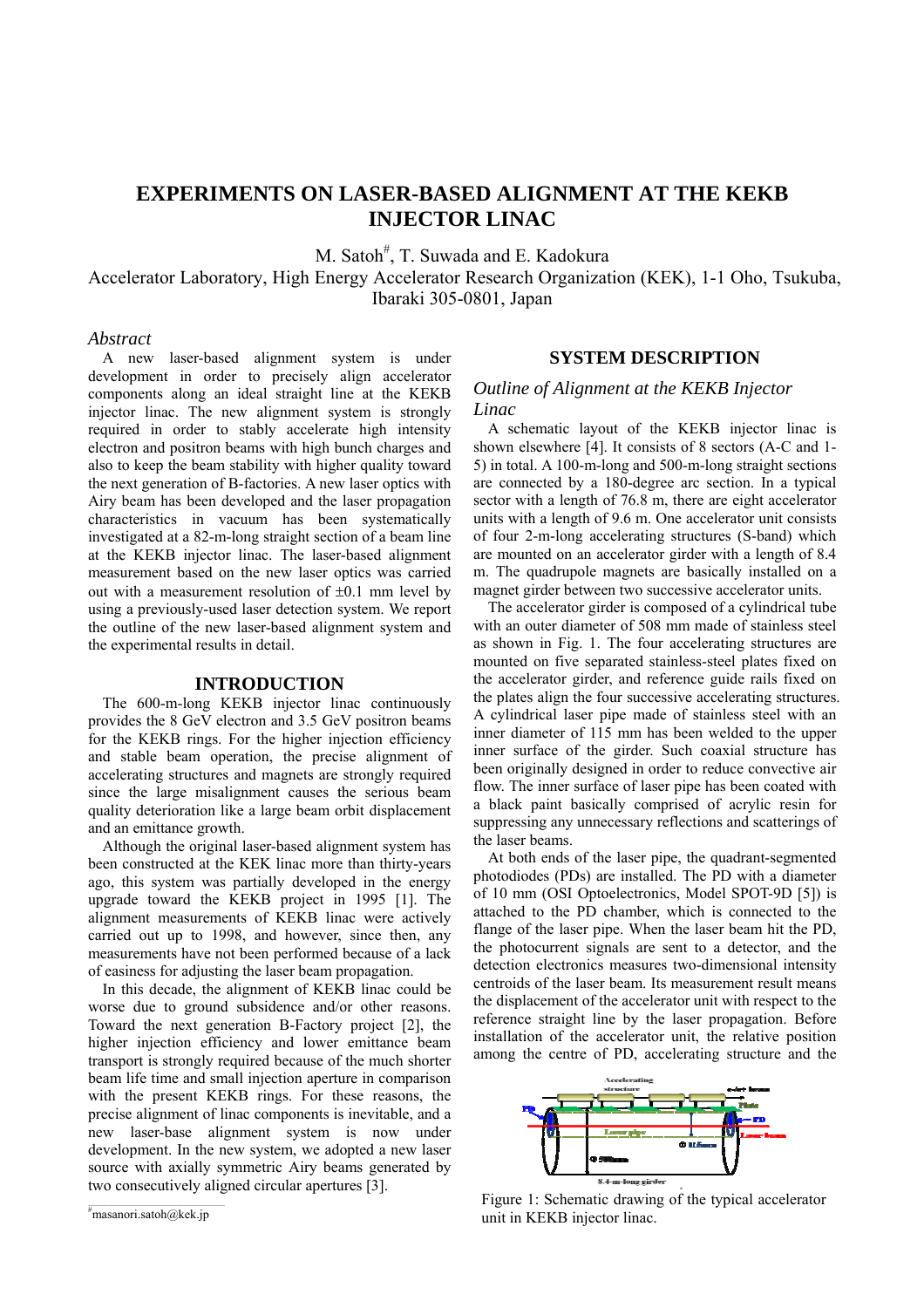# EXPERIMENTS ON LASER-BASED ALIGNMENT AT THE KEKB INJECTOR LINAC

M. Satoh[#], T. Suwada and E. Kadokura

Accelerator Laboratory, High Energy Accelerator Research Organization (KEK), 1-1 Oho, Tsukuba, Ibaraki 305-0801, Japan

## *Abstract*

A new laser-based alignment system is under development in order to precisely align accelerator components along an ideal straight line at the KEKB injector linac. The new alignment system is strongly required in order to stably accelerate high intensity electron and positron beams with high bunch charges and also to keep the beam stability with higher quality toward the next generation of B-factories. A new laser optics with Airy beam has been developed and the laser propagation characteristics in vacuum has been systematically investigated at a 82-m-long straight section of a beam line at the KEKB injector linac. The laser-based alignment measurement based on the new laser optics was carried out with a measurement resolution of ±0.1 mm level by using a previously-used laser detection system. We report the outline of the new laser-based alignment system and the experimental results in detail.

## INTRODUCTION

The 600-m-long KEKB injector linac continuously provides the 8 GeV electron and 3.5 GeV positron beams for the KEKB rings. For the higher injection efficiency and stable beam operation, the precise alignment of accelerating structures and magnets are strongly required since the large misalignment causes the serious beam quality deterioration like a large beam orbit displacement and an emittance growth.

Although the original laser-based alignment system has been constructed at the KEK linac more than thirty-years ago, this system was partially developed in the energy upgrade toward the KEKB project in 1995 [1]. The alignment measurements of KEKB linac were actively carried out up to 1998, and however, since then, any measurements have not been performed because of a lack of easiness for adjusting the laser beam propagation.

In this decade, the alignment of KEKB linac could be worse due to ground subsidence and/or other reasons. Toward the next generation B-Factory project [2], the higher injection efficiency and lower emittance beam transport is strongly required because of the much shorter beam life time and small injection aperture in comparison with the present KEKB rings. For these reasons, the precise alignment of linac components is inevitable, and a new laser-base alignment system is now under development. In the new system, we adopted a new laser source with axially symmetric Airy beams generated by two consecutively aligned circular apertures [3].

## SYSTEM DESCRIPTION

### *Outline of Alignment at the KEKB Injector Linac*

A schematic layout of the KEKB injector linac is shown elsewhere [4]. It consists of 8 sectors (A-C and 1-5) in total. A 100-m-long and 500-m-long straight sections are connected by a 180-degree arc section. In a typical sector with a length of 76.8 m, there are eight accelerator units with a length of 9.6 m. One accelerator unit consists of four 2-m-long accelerating structures (S-band) which are mounted on an accelerator girder with a length of 8.4 m. The quadrupole magnets are basically installed on a magnet girder between two successive accelerator units.

The accelerator girder is composed of a cylindrical tube with an outer diameter of 508 mm made of stainless steel as shown in Fig. 1. The four accelerating structures are mounted on five separated stainless-steel plates fixed on the accelerator girder, and reference guide rails fixed on the plates align the four successive accelerating structures. A cylindrical laser pipe made of stainless steel with an inner diameter of 115 mm has been welded to the upper inner surface of the girder. Such coaxial structure has been originally designed in order to reduce convective air flow. The inner surface of laser pipe has been coated with a black paint basically comprised of acrylic resin for suppressing any unnecessary reflections and scatterings of the laser beams.

At both ends of the laser pipe, the quadrant-segmented photodiodes (PDs) are installed. The PD with a diameter of 10 mm (OSI Optoelectronics, Model SPOT-9D [5]) is attached to the PD chamber, which is connected to the flange of the laser pipe. When the laser beam hit the PD, the photocurrent signals are sent to a detector, and the detection electronics measures two-dimensional intensity centroids of the laser beam. Its measurement result means the displacement of the accelerator unit with respect to the reference straight line by the laser propagation. Before installation of the accelerator unit, the relative position among the centre of PD, accelerating structure and the

Figure 1: Schematic drawing of the typical accelerator unit in KEKB injector linac.

[#] masanori.satoh@kek.jp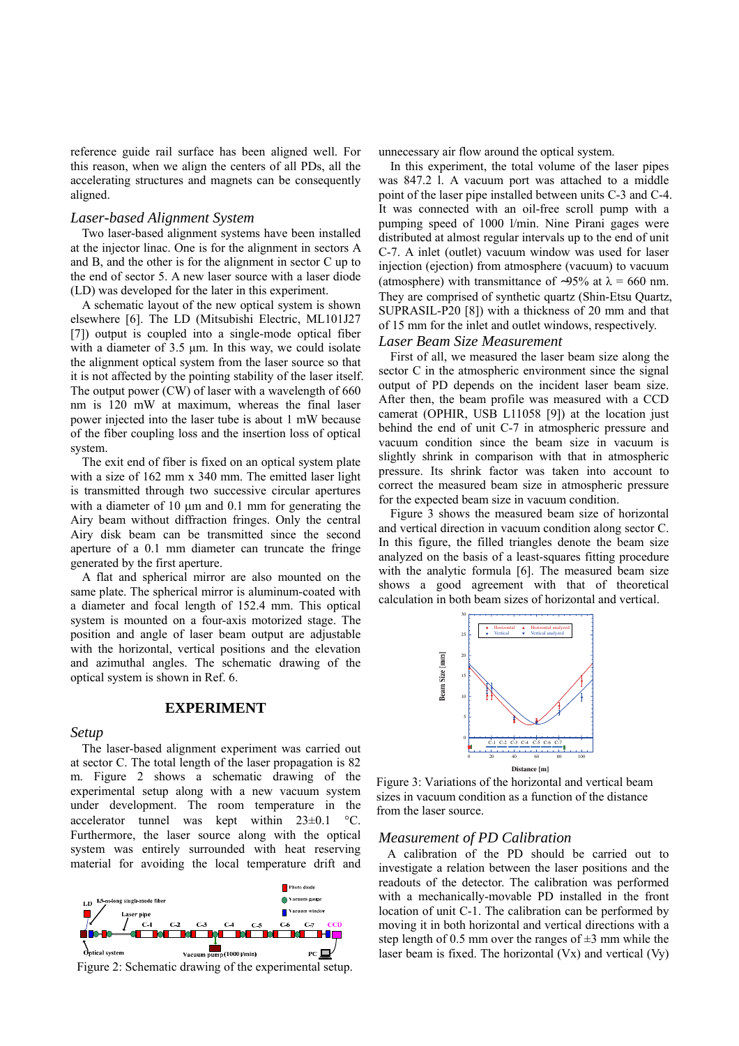reference guide rail surface has been aligned well. For this reason, when we align the centers of all PDs, all the accelerating structures and magnets can be consequently aligned.

### *Laser-based Alignment System*

Two laser-based alignment systems have been installed at the injector linac. One is for the alignment in sectors A and B, and the other is for the alignment in sector C up to the end of sector 5. A new laser source with a laser diode (LD) was developed for the later in this experiment.

A schematic layout of the new optical system is shown elsewhere [6]. The LD (Mitsubishi Electric, ML101J27 [7]) output is coupled into a single-mode optical fiber with a diameter of 3.5 μm. In this way, we could isolate the alignment optical system from the laser source so that it is not affected by the pointing stability of the laser itself. The output power (CW) of laser with a wavelength of 660 nm is 120 mW at maximum, whereas the final laser power injected into the laser tube is about 1 mW because of the fiber coupling loss and the insertion loss of optical system.

The exit end of fiber is fixed on an optical system plate with a size of 162 mm x 340 mm. The emitted laser light is transmitted through two successive circular apertures with a diameter of 10 μm and 0.1 mm for generating the Airy beam without diffraction fringes. Only the central Airy disk beam can be transmitted since the second aperture of a 0.1 mm diameter can truncate the fringe generated by the first aperture.

A flat and spherical mirror are also mounted on the same plate. The spherical mirror is aluminum-coated with a diameter and focal length of 152.4 mm. This optical system is mounted on a four-axis motorized stage. The position and angle of laser beam output are adjustable with the horizontal, vertical positions and the elevation and azimuthal angles. The schematic drawing of the optical system is shown in Ref. 6.

## EXPERIMENT

### *Setup*

The laser-based alignment experiment was carried out at sector C. The total length of the laser propagation is 82 m. Figure 2 shows a schematic drawing of the experimental setup along with a new vacuum system under development. The room temperature in the accelerator tunnel was kept within 23±0.1 °C. Furthermore, the laser source along with the optical system was entirely surrounded with heat reserving material for avoiding the local temperature drift and unnecessary air flow around the optical system.

Figure 2: Schematic drawing of the experimental setup.

In this experiment, the total volume of the laser pipes was 847.2 l. A vacuum port was attached to a middle point of the laser pipe installed between units C-3 and C-4. It was connected with an oil-free scroll pump with a pumping speed of 1000 l/min. Nine Pirani gages were distributed at almost regular intervals up to the end of unit C-7. A inlet (outlet) vacuum window was used for laser injection (ejection) from atmosphere (vacuum) to vacuum (atmosphere) with transmittance of ~95% at $\lambda$ = 660 nm. They are comprised of synthetic quartz (Shin-Etsu Quartz, SUPRASIL-P20 [8]) with a thickness of 20 mm and that of 15 mm for the inlet and outlet windows, respectively.

### *Laser Beam Size Measurement*

First of all, we measured the laser beam size along the sector C in the atmospheric environment since the signal output of PD depends on the incident laser beam size. After then, the beam profile was measured with a CCD camerat (OPHIR, USB L11058 [9]) at the location just behind the end of unit C-7 in atmospheric pressure and vacuum condition since the beam size in vacuum is slightly shrink in comparison with that in atmospheric pressure. Its shrink factor was taken into account to correct the measured beam size in atmospheric pressure for the expected beam size in vacuum condition.

Figure 3 shows the measured beam size of horizontal and vertical direction in vacuum condition along sector C. In this figure, the filled triangles denote the beam size analyzed on the basis of a least-squares fitting procedure with the analytic formula [6]. The measured beam size shows a good agreement with that of theoretical calculation in both beam sizes of horizontal and vertical.

Figure 3: Variations of the horizontal and vertical beam sizes in vacuum condition as a function of the distance from the laser source.

### *Measurement of PD Calibration*

A calibration of the PD should be carried out to investigate a relation between the laser positions and the readouts of the detector. The calibration was performed with a mechanically-movable PD installed in the front location of unit C-1. The calibration can be performed by moving it in both horizontal and vertical directions with a step length of 0.5 mm over the ranges of ±3 mm while the laser beam is fixed. The horizontal (Vx) and vertical (Vy)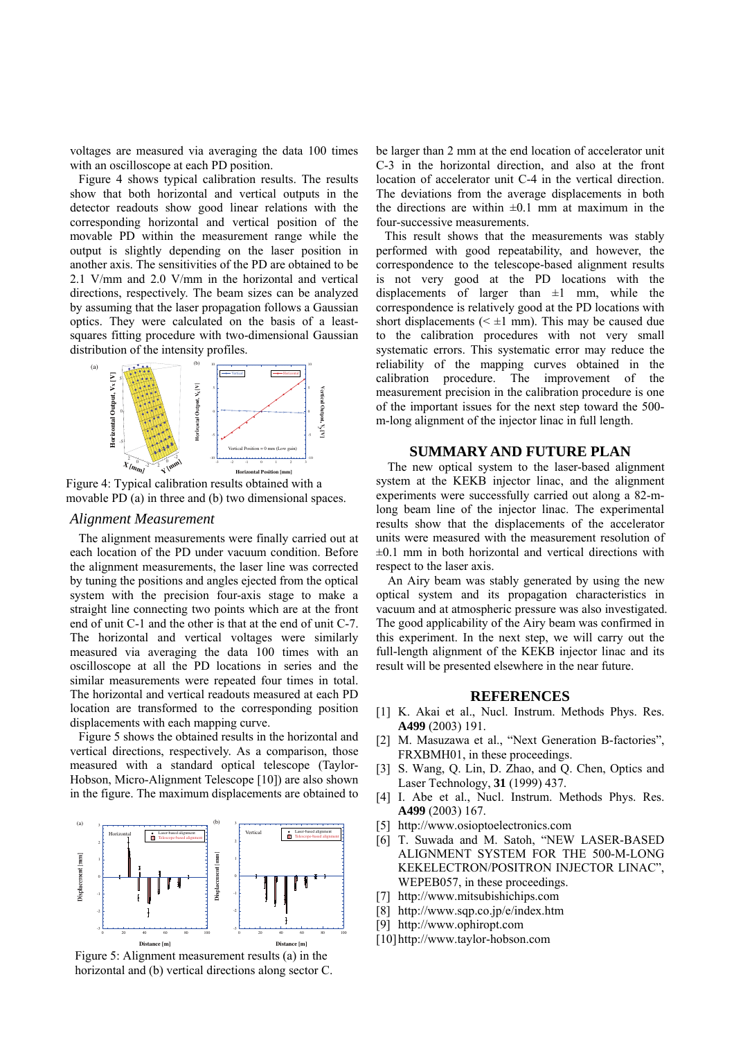voltages are measured via averaging the data 100 times with an oscilloscope at each PD position.

Figure 4 shows typical calibration results. The results show that both horizontal and vertical outputs in the detector readouts show good linear relations with the corresponding horizontal and vertical position of the movable PD within the measurement range while the output is slightly depending on the laser position in another axis. The sensitivities of the PD are obtained to be 2.1 V/mm and 2.0 V/mm in the horizontal and vertical directions, respectively. The beam sizes can be analyzed by assuming that the laser propagation follows a Gaussian optics. They were calculated on the basis of a least-squares fitting procedure with two-dimensional Gaussian distribution of the intensity profiles.

(a)

Horizontal Output, Vx [V]

X [mm]

Y [mm]

(b)

Horizontal Output, Vx [V]

Vertical

Horizontal

Vertical Position = 0 mm (Low gain)

Horizontal Position [mm]

Vertical Output, Vy [V]

Figure 4: Typical calibration results obtained with a movable PD (a) in three and (b) two dimensional spaces.

### *Alignment Measurement*

The alignment measurements were finally carried out at each location of the PD under vacuum condition. Before the alignment measurements, the laser line was corrected by tuning the positions and angles ejected from the optical system with the precision four-axis stage to make a straight line connecting two points which are at the front end of unit C-1 and the other is that at the end of unit C-7. The horizontal and vertical voltages were similarly measured via averaging the data 100 times with an oscilloscope at all the PD locations in series and the similar measurements were repeated four times in total. The horizontal and vertical readouts measured at each PD location are transformed to the corresponding position displacements with each mapping curve.

Figure 5 shows the obtained results in the horizontal and vertical directions, respectively. As a comparison, those measured with a standard optical telescope (Taylor-Hobson, Micro-Alignment Telescope [10]) are also shown in the figure. The maximum displacements are obtained to be larger than 2 mm at the end location of accelerator unit C-3 in the horizontal direction, and also at the front location of accelerator unit C-4 in the vertical direction. The deviations from the average displacements in both the directions are within ±0.1 mm at maximum in the four-successive measurements.

This result shows that the measurements was stably performed with good repeatability, and however, the correspondence to the telescope-based alignment results is not very good at the PD locations with the displacements of larger than ±1 mm, while the correspondence is relatively good at the PD locations with short displacements (< ±1 mm). This may be caused due to the calibration procedures with not very small systematic errors. This systematic error may reduce the reliability of the mapping curves obtained in the calibration procedure. The improvement of the measurement precision in the calibration procedure is one of the important issues for the next step toward the 500-m-long alignment of the injector linac in full length.

(a)

Horizontal

Laser-based alignment

Telescope-based alignment

Displacement [mm]

Distance [m]

(b)

Vertical

Laser-based alignment

Telescope-based alignment

Displacement [mm]

Distance [m]

Figure 5: Alignment measurement results (a) in the horizontal and (b) vertical directions along sector C.

## SUMMARY AND FUTURE PLAN

The new optical system to the laser-based alignment system at the KEKB injector linac, and the alignment experiments were successfully carried out along a 82-m-long beam line of the injector linac. The experimental results show that the displacements of the accelerator units were measured with the measurement resolution of ±0.1 mm in both horizontal and vertical directions with respect to the laser axis.

An Airy beam was stably generated by using the new optical system and its propagation characteristics in vacuum and at atmospheric pressure was also investigated. The good applicability of the Airy beam was confirmed in this experiment. In the next step, we will carry out the full-length alignment of the KEKB injector linac and its result will be presented elsewhere in the near future.

## REFERENCES

[1] K. Akai et al., Nucl. Instrum. Methods Phys. Res. **A499** (2003) 191.

[2] M. Masuzawa et al., "Next Generation B-factories", FRXBMH01, in these proceedings.

[3] S. Wang, Q. Lin, D. Zhao, and Q. Chen, Optics and Laser Technology, **31** (1999) 437.

[4] I. Abe et al., Nucl. Instrum. Methods Phys. Res. **A499** (2003) 167.

[5] http://www.osioptoelectronics.com

[6] T. Suwada and M. Satoh, "NEW LASER-BASED ALIGNMENT SYSTEM FOR THE 500-M-LONG KEKELECTRON/POSITRON INJECTOR LINAC", WEPEB057, in these proceedings.

[7] http://www.mitsubishichips.com

[8] http://www.sqp.co.jp/e/index.htm

[9] http://www.ophiropt.com

[10] http://www.taylor-hobson.com